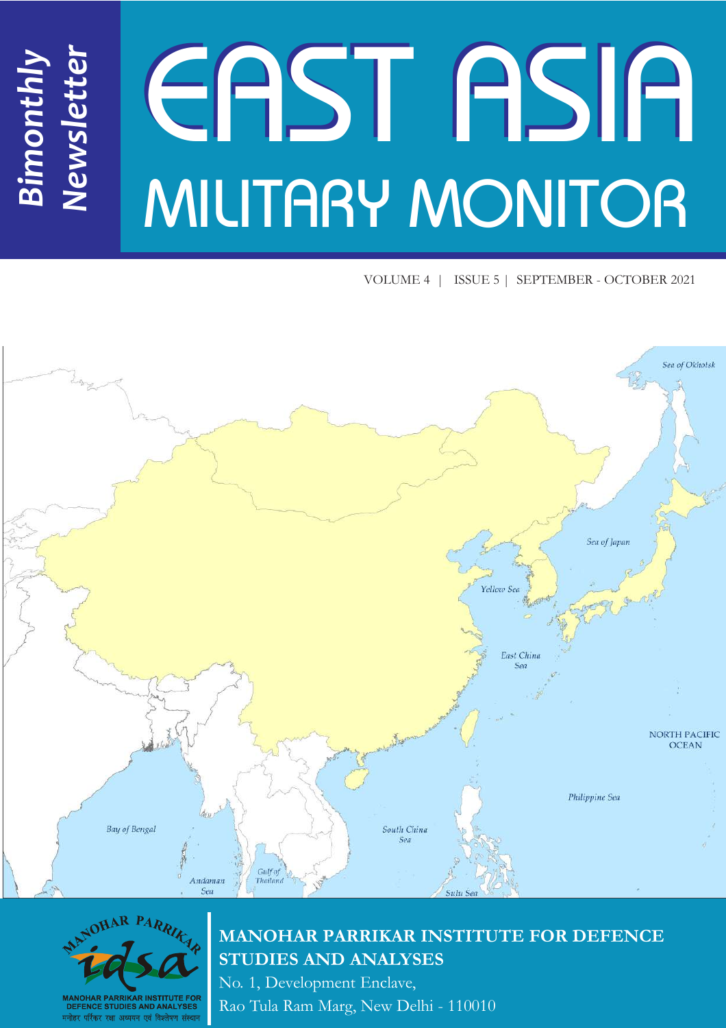*Bimonthly Newsletter*

# EAST ASIA MILITARY MONITOR

VOLUME 4 | ISSUE 5 | SEPTEMBER - OCTOBER 2021

Sea of Okhotsk

Sea of Japan

Yellow Sea

East China Sea

NORTH PACIFIC OCEAN

Philippine Sea

Bay of Bengal

South China Sea

Andaman Sea

Gulf of Thailand

Sulu Sea

MANOHAR PARRIKAR INSTITUTE FOR DEFENCE STUDIES AND ANALYSES

मनोहर पर्रिकर रक्षा अध्ययन एवं विश्लेषण संस्थान

**MANOHAR PARRIKAR INSTITUTE FOR DEFENCE STUDIES AND ANALYSES**

No. 1, Development Enclave,
Rao Tula Ram Marg, New Delhi - 110010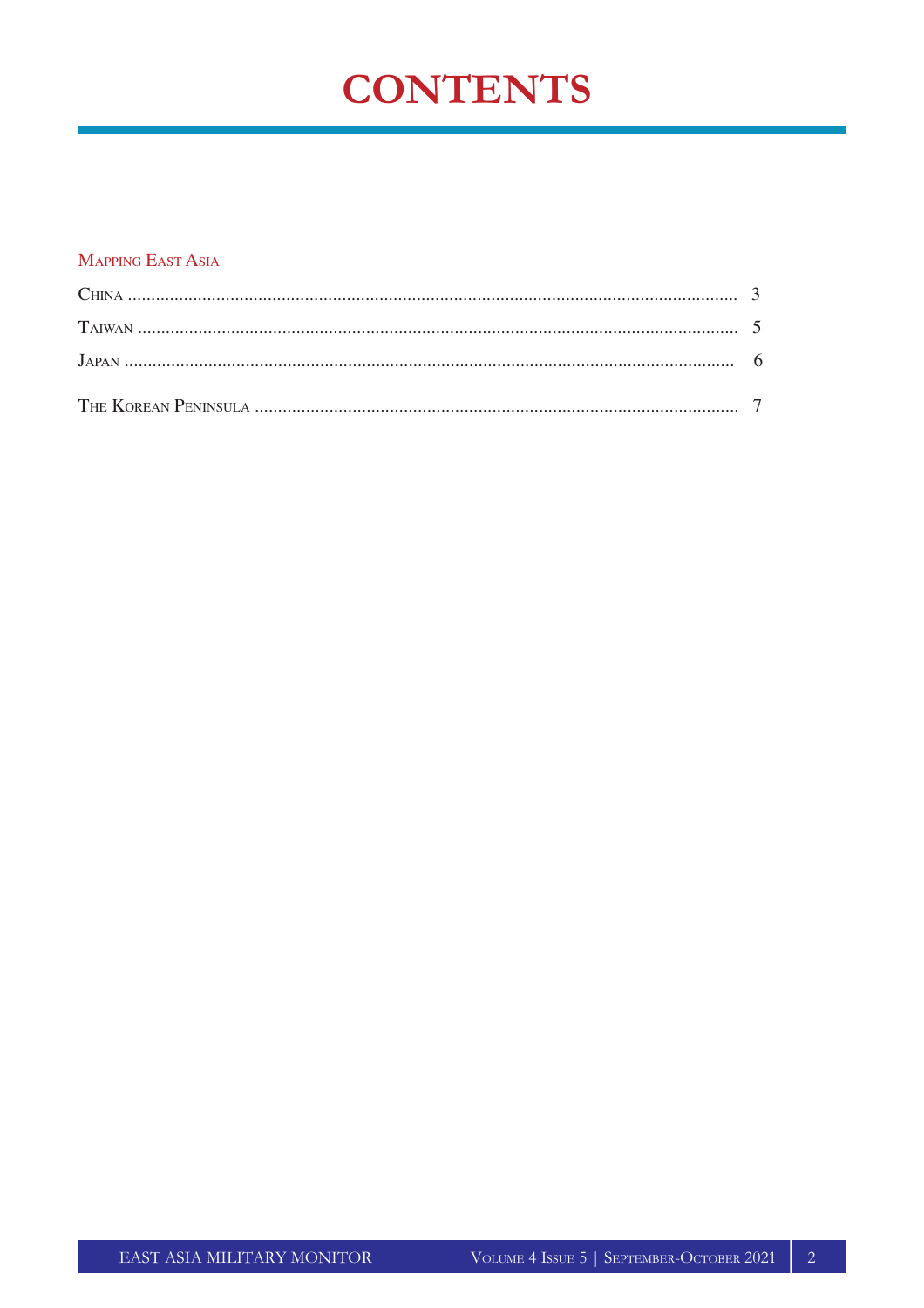# CONTENTS

## Mapping East Asia

China .................................................................................................................................. 3

Taiwan ................................................................................................................................ 5

Japan ................................................................................................................................... 6

The Korean Peninsula ........................................................................................................ 7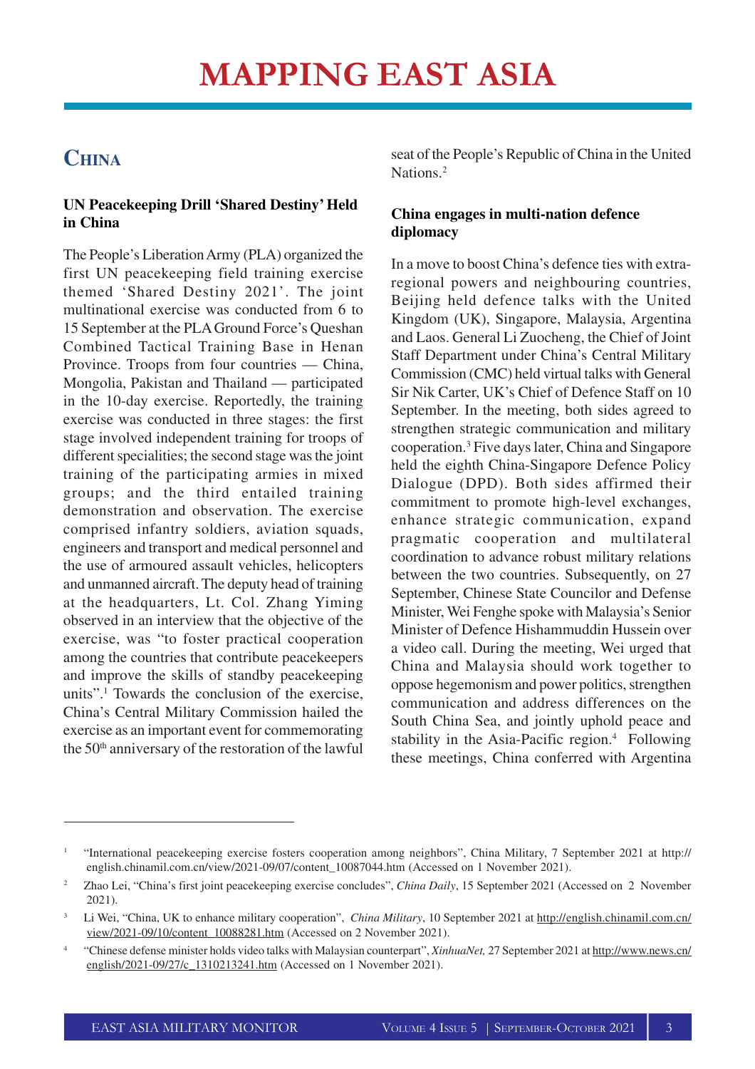# MAPPING EAST ASIA

## China

### UN Peacekeeping Drill 'Shared Destiny' Held in China

The People's Liberation Army (PLA) organized the first UN peacekeeping field training exercise themed 'Shared Destiny 2021'. The joint multinational exercise was conducted from 6 to 15 September at the PLA Ground Force's Queshan Combined Tactical Training Base in Henan Province. Troops from four countries — China, Mongolia, Pakistan and Thailand — participated in the 10-day exercise. Reportedly, the training exercise was conducted in three stages: the first stage involved independent training for troops of different specialities; the second stage was the joint training of the participating armies in mixed groups; and the third entailed training demonstration and observation. The exercise comprised infantry soldiers, aviation squads, engineers and transport and medical personnel and the use of armoured assault vehicles, helicopters and unmanned aircraft. The deputy head of training at the headquarters, Lt. Col. Zhang Yiming observed in an interview that the objective of the exercise, was "to foster practical cooperation among the countries that contribute peacekeepers and improve the skills of standby peacekeeping units".[1] Towards the conclusion of the exercise, China's Central Military Commission hailed the exercise as an important event for commemorating the 50th anniversary of the restoration of the lawful seat of the People's Republic of China in the United Nations.[2]

### China engages in multi-nation defence diplomacy

In a move to boost China's defence ties with extra-regional powers and neighbouring countries, Beijing held defence talks with the United Kingdom (UK), Singapore, Malaysia, Argentina and Laos. General Li Zuocheng, the Chief of Joint Staff Department under China's Central Military Commission (CMC) held virtual talks with General Sir Nik Carter, UK's Chief of Defence Staff on 10 September. In the meeting, both sides agreed to strengthen strategic communication and military cooperation.[3] Five days later, China and Singapore held the eighth China-Singapore Defence Policy Dialogue (DPD). Both sides affirmed their commitment to promote high-level exchanges, enhance strategic communication, expand pragmatic cooperation and multilateral coordination to advance robust military relations between the two countries. Subsequently, on 27 September, Chinese State Councilor and Defense Minister, Wei Fenghe spoke with Malaysia's Senior Minister of Defence Hishammuddin Hussein over a video call. During the meeting, Wei urged that China and Malaysia should work together to oppose hegemonism and power politics, strengthen communication and address differences on the South China Sea, and jointly uphold peace and stability in the Asia-Pacific region.[4] Following these meetings, China conferred with Argentina

---

[1] "International peacekeeping exercise fosters cooperation among neighbors", China Military, 7 September 2021 at http://english.chinamil.com.cn/view/2021-09/07/content_10087044.htm (Accessed on 1 November 2021).

[2] Zhao Lei, "China's first joint peacekeeping exercise concludes", *China Daily*, 15 September 2021 (Accessed on 2 November 2021).

[3] Li Wei, "China, UK to enhance military cooperation", *China Military*, 10 September 2021 at http://english.chinamil.com.cn/view/2021-09/10/content_10088281.htm (Accessed on 2 November 2021).

[4] "Chinese defense minister holds video talks with Malaysian counterpart", *XinhuaNet,* 27 September 2021 at http://www.news.cn/english/2021-09/27/c_1310213241.htm (Accessed on 1 November 2021).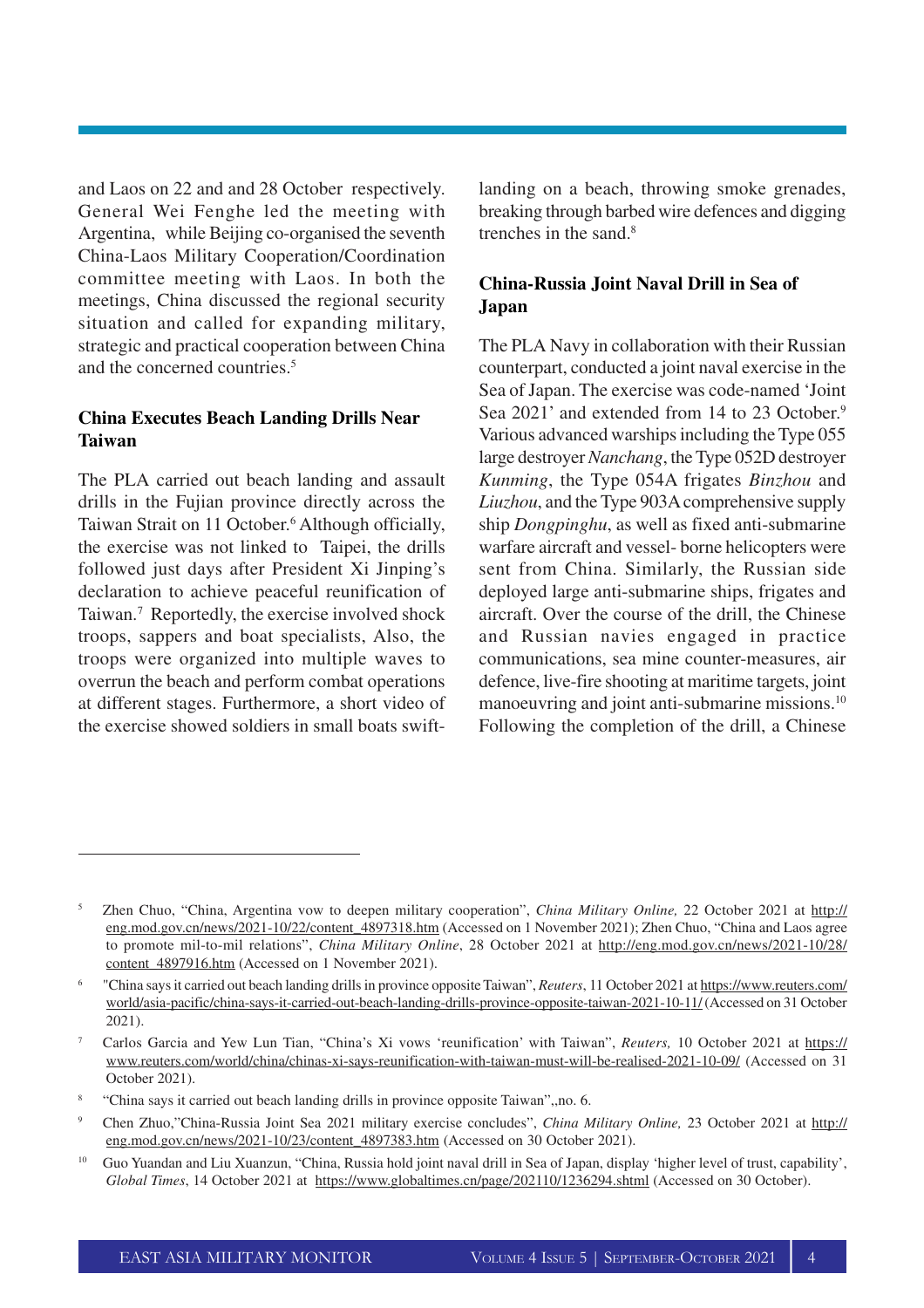and Laos on 22 and and 28 October respectively. General Wei Fenghe led the meeting with Argentina, while Beijing co-organised the seventh China-Laos Military Cooperation/Coordination committee meeting with Laos. In both the meetings, China discussed the regional security situation and called for expanding military, strategic and practical cooperation between China and the concerned countries.[5]

### China Executes Beach Landing Drills Near Taiwan

The PLA carried out beach landing and assault drills in the Fujian province directly across the Taiwan Strait on 11 October.[6] Although officially, the exercise was not linked to Taipei, the drills followed just days after President Xi Jinping's declaration to achieve peaceful reunification of Taiwan.[7] Reportedly, the exercise involved shock troops, sappers and boat specialists, Also, the troops were organized into multiple waves to overrun the beach and perform combat operations at different stages. Furthermore, a short video of the exercise showed soldiers in small boats swift-landing on a beach, throwing smoke grenades, breaking through barbed wire defences and digging trenches in the sand.[8]

### China-Russia Joint Naval Drill in Sea of Japan

The PLA Navy in collaboration with their Russian counterpart, conducted a joint naval exercise in the Sea of Japan. The exercise was code-named 'Joint Sea 2021' and extended from 14 to 23 October.[9] Various advanced warships including the Type 055 large destroyer *Nanchang*, the Type 052D destroyer *Kunming*, the Type 054A frigates *Binzhou* and *Liuzhou*, and the Type 903A comprehensive supply ship *Dongpinghu*, as well as fixed anti-submarine warfare aircraft and vessel- borne helicopters were sent from China. Similarly, the Russian side deployed large anti-submarine ships, frigates and aircraft. Over the course of the drill, the Chinese and Russian navies engaged in practice communications, sea mine counter-measures, air defence, live-fire shooting at maritime targets, joint manoeuvring and joint anti-submarine missions.[10] Following the completion of the drill, a Chinese

---

[5] Zhen Chuo, "China, Argentina vow to deepen military cooperation", *China Military Online,* 22 October 2021 at http://eng.mod.gov.cn/news/2021-10/22/content_4897318.htm (Accessed on 1 November 2021); Zhen Chuo, "China and Laos agree to promote mil-to-mil relations", *China Military Online*, 28 October 2021 at http://eng.mod.gov.cn/news/2021-10/28/content_4897916.htm (Accessed on 1 November 2021).

[6] "China says it carried out beach landing drills in province opposite Taiwan", *Reuters*, 11 October 2021 at https://www.reuters.com/world/asia-pacific/china-says-it-carried-out-beach-landing-drills-province-opposite-taiwan-2021-10-11/ (Accessed on 31 October 2021).

[7] Carlos Garcia and Yew Lun Tian, "China's Xi vows 'reunification' with Taiwan", *Reuters,* 10 October 2021 at https://www.reuters.com/world/china/chinas-xi-says-reunification-with-taiwan-must-will-be-realised-2021-10-09/ (Accessed on 31 October 2021).

[8] "China says it carried out beach landing drills in province opposite Taiwan",,no. 6.

[9] Chen Zhuo,"China-Russia Joint Sea 2021 military exercise concludes", *China Military Online,* 23 October 2021 at http://eng.mod.gov.cn/news/2021-10/23/content_4897383.htm (Accessed on 30 October 2021).

[10] Guo Yuandan and Liu Xuanzun, "China, Russia hold joint naval drill in Sea of Japan, display 'higher level of trust, capability', *Global Times*, 14 October 2021 at https://www.globaltimes.cn/page/202110/1236294.shtml (Accessed on 30 October).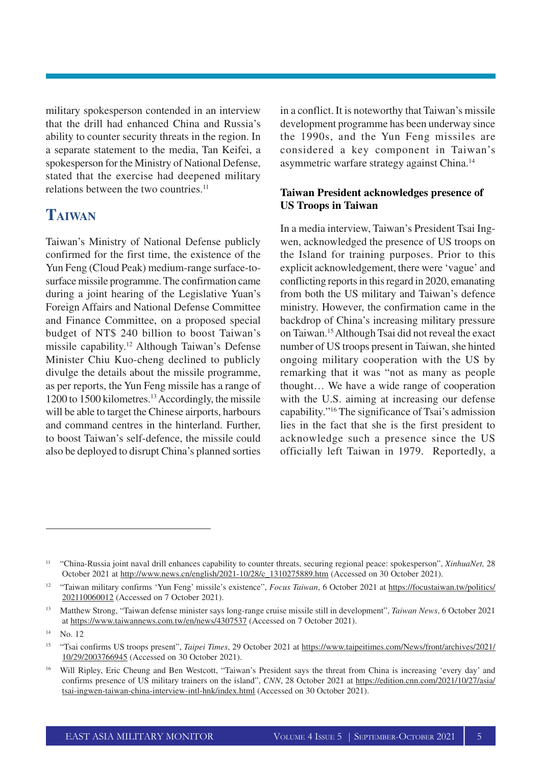military spokesperson contended in an interview that the drill had enhanced China and Russia's ability to counter security threats in the region. In a separate statement to the media, Tan Keifei, a spokesperson for the Ministry of National Defense, stated that the exercise had deepened military relations between the two countries.[11]

## Taiwan

Taiwan's Ministry of National Defense publicly confirmed for the first time, the existence of the Yun Feng (Cloud Peak) medium-range surface-to-surface missile programme. The confirmation came during a joint hearing of the Legislative Yuan's Foreign Affairs and National Defense Committee and Finance Committee, on a proposed special budget of NT$ 240 billion to boost Taiwan's missile capability.[12] Although Taiwan's Defense Minister Chiu Kuo-cheng declined to publicly divulge the details about the missile programme, as per reports, the Yun Feng missile has a range of 1200 to 1500 kilometres.[13] Accordingly, the missile will be able to target the Chinese airports, harbours and command centres in the hinterland. Further, to boost Taiwan's self-defence, the missile could also be deployed to disrupt China's planned sorties in a conflict. It is noteworthy that Taiwan's missile development programme has been underway since the 1990s, and the Yun Feng missiles are considered a key component in Taiwan's asymmetric warfare strategy against China.[14]

**Taiwan President acknowledges presence of US Troops in Taiwan**

In a media interview, Taiwan's President Tsai Ing-wen, acknowledged the presence of US troops on the Island for training purposes. Prior to this explicit acknowledgement, there were 'vague' and conflicting reports in this regard in 2020, emanating from both the US military and Taiwan's defence ministry. However, the confirmation came in the backdrop of China's increasing military pressure on Taiwan.[15] Although Tsai did not reveal the exact number of US troops present in Taiwan, she hinted ongoing military cooperation with the US by remarking that it was "not as many as people thought… We have a wide range of cooperation with the U.S. aiming at increasing our defense capability."[16] The significance of Tsai's admission lies in the fact that she is the first president to acknowledge such a presence since the US officially left Taiwan in 1979. Reportedly, a

---

[11] "China-Russia joint naval drill enhances capability to counter threats, securing regional peace: spokesperson", *XinhuaNet,* 28 October 2021 at http://www.news.cn/english/2021-10/28/c_1310275889.htm (Accessed on 30 October 2021).

[12] "Taiwan military confirms 'Yun Feng' missile's existence", *Focus Taiwan*, 6 October 2021 at https://focustaiwan.tw/politics/202110060012 (Accessed on 7 October 2021).

[13] Matthew Strong, "Taiwan defense minister says long-range cruise missile still in development", *Taiwan News*, 6 October 2021 at https://www.taiwannews.com.tw/en/news/4307537 (Accessed on 7 October 2021).

[14] No. 12

[15] "Tsai confirms US troops present", *Taipei Times*, 29 October 2021 at https://www.taipeitimes.com/News/front/archives/2021/10/29/2003766945 (Accessed on 30 October 2021).

[16] Will Ripley, Eric Cheung and Ben Westcott, "Taiwan's President says the threat from China is increasing 'every day' and confirms presence of US military trainers on the island", *CNN*, 28 October 2021 at https://edition.cnn.com/2021/10/27/asia/tsai-ingwen-taiwan-china-interview-intl-hnk/index.html (Accessed on 30 October 2021).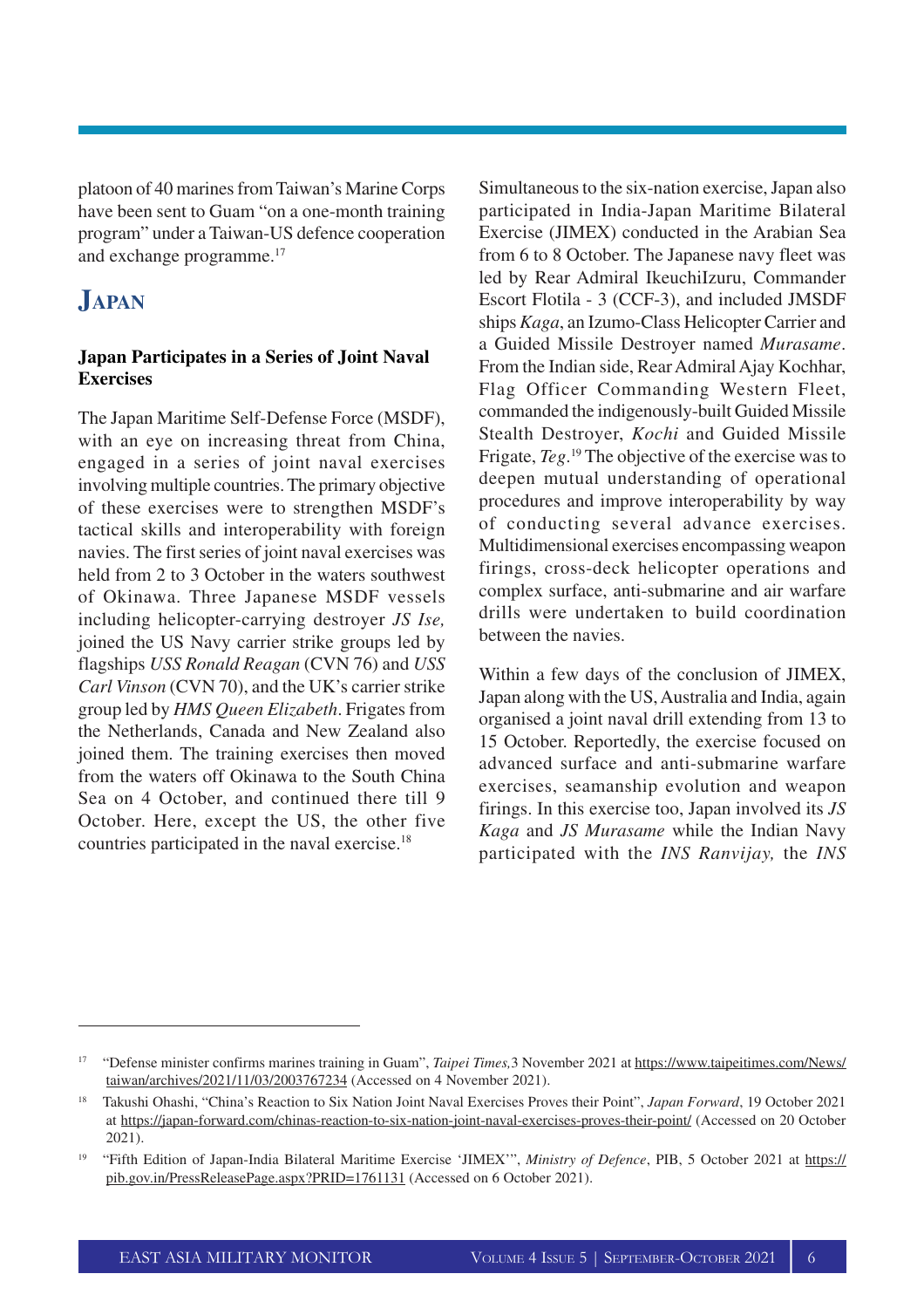platoon of 40 marines from Taiwan's Marine Corps have been sent to Guam "on a one-month training program" under a Taiwan-US defence cooperation and exchange programme.[17]

## JAPAN

### Japan Participates in a Series of Joint Naval Exercises

The Japan Maritime Self-Defense Force (MSDF), with an eye on increasing threat from China, engaged in a series of joint naval exercises involving multiple countries. The primary objective of these exercises were to strengthen MSDF's tactical skills and interoperability with foreign navies. The first series of joint naval exercises was held from 2 to 3 October in the waters southwest of Okinawa. Three Japanese MSDF vessels including helicopter-carrying destroyer *JS Ise,* joined the US Navy carrier strike groups led by flagships *USS Ronald Reagan* (CVN 76) and *USS Carl Vinson* (CVN 70), and the UK's carrier strike group led by *HMS Queen Elizabeth*. Frigates from the Netherlands, Canada and New Zealand also joined them. The training exercises then moved from the waters off Okinawa to the South China Sea on 4 October, and continued there till 9 October. Here, except the US, the other five countries participated in the naval exercise.[18]

Simultaneous to the six-nation exercise, Japan also participated in India-Japan Maritime Bilateral Exercise (JIMEX) conducted in the Arabian Sea from 6 to 8 October. The Japanese navy fleet was led by Rear Admiral IkeuchiIzuru, Commander Escort Flotila - 3 (CCF-3), and included JMSDF ships *Kaga*, an Izumo-Class Helicopter Carrier and a Guided Missile Destroyer named *Murasame*. From the Indian side, Rear Admiral Ajay Kochhar, Flag Officer Commanding Western Fleet, commanded the indigenously-built Guided Missile Stealth Destroyer, *Kochi* and Guided Missile Frigate, *Teg*.[19] The objective of the exercise was to deepen mutual understanding of operational procedures and improve interoperability by way of conducting several advance exercises. Multidimensional exercises encompassing weapon firings, cross-deck helicopter operations and complex surface, anti-submarine and air warfare drills were undertaken to build coordination between the navies.

Within a few days of the conclusion of JIMEX, Japan along with the US, Australia and India, again organised a joint naval drill extending from 13 to 15 October. Reportedly, the exercise focused on advanced surface and anti-submarine warfare exercises, seamanship evolution and weapon firings. In this exercise too, Japan involved its *JS Kaga* and *JS Murasame* while the Indian Navy participated with the *INS Ranvijay,* the *INS*

---

[17] "Defense minister confirms marines training in Guam", *Taipei Times,*3 November 2021 at https://www.taipeitimes.com/News/taiwan/archives/2021/11/03/2003767234 (Accessed on 4 November 2021).

[18] Takushi Ohashi, "China's Reaction to Six Nation Joint Naval Exercises Proves their Point", *Japan Forward*, 19 October 2021 at https://japan-forward.com/chinas-reaction-to-six-nation-joint-naval-exercises-proves-their-point/ (Accessed on 20 October 2021).

[19] "Fifth Edition of Japan-India Bilateral Maritime Exercise 'JIMEX'", *Ministry of Defence*, PIB, 5 October 2021 at https://pib.gov.in/PressReleasePage.aspx?PRID=1761131 (Accessed on 6 October 2021).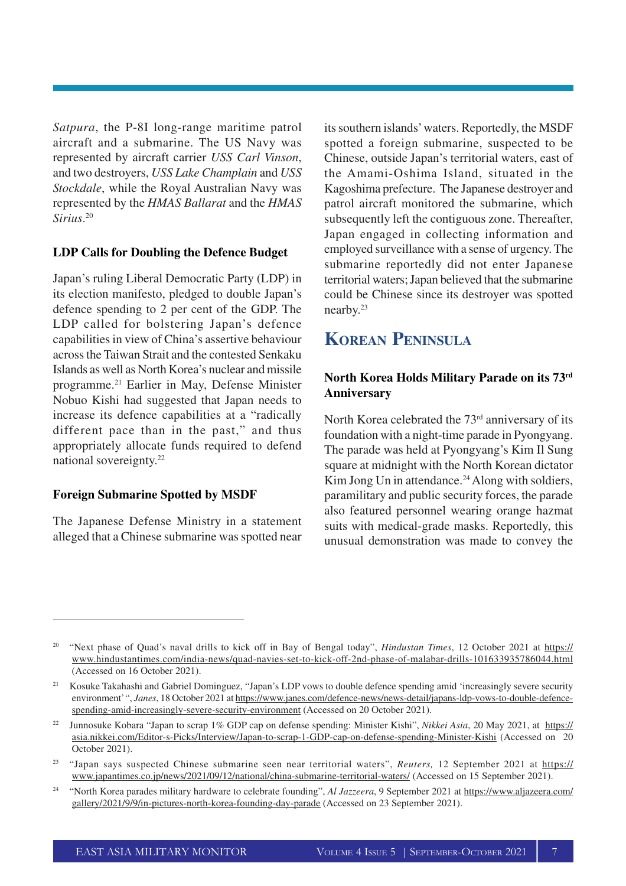*Satpura*, the P-8I long-range maritime patrol aircraft and a submarine. The US Navy was represented by aircraft carrier *USS Carl Vinson*, and two destroyers, *USS Lake Champlain* and *USS Stockdale*, while the Royal Australian Navy was represented by the *HMAS Ballarat* and the *HMAS Sirius*.[20]

**LDP Calls for Doubling the Defence Budget**

Japan's ruling Liberal Democratic Party (LDP) in its election manifesto, pledged to double Japan's defence spending to 2 per cent of the GDP. The LDP called for bolstering Japan's defence capabilities in view of China's assertive behaviour across the Taiwan Strait and the contested Senkaku Islands as well as North Korea's nuclear and missile programme.[21] Earlier in May, Defense Minister Nobuo Kishi had suggested that Japan needs to increase its defence capabilities at a "radically different pace than in the past," and thus appropriately allocate funds required to defend national sovereignty.[22]

**Foreign Submarine Spotted by MSDF**

The Japanese Defense Ministry in a statement alleged that a Chinese submarine was spotted near its southern islands' waters. Reportedly, the MSDF spotted a foreign submarine, suspected to be Chinese, outside Japan's territorial waters, east of the Amami-Oshima Island, situated in the Kagoshima prefecture. The Japanese destroyer and patrol aircraft monitored the submarine, which subsequently left the contiguous zone. Thereafter, Japan engaged in collecting information and employed surveillance with a sense of urgency. The submarine reportedly did not enter Japanese territorial waters; Japan believed that the submarine could be Chinese since its destroyer was spotted nearby.[23]

## Korean Peninsula

**North Korea Holds Military Parade on its 73rd Anniversary**

North Korea celebrated the 73rd anniversary of its foundation with a night-time parade in Pyongyang. The parade was held at Pyongyang's Kim Il Sung square at midnight with the North Korean dictator Kim Jong Un in attendance.[24] Along with soldiers, paramilitary and public security forces, the parade also featured personnel wearing orange hazmat suits with medical-grade masks. Reportedly, this unusual demonstration was made to convey the

---

[20] "Next phase of Quad's naval drills to kick off in Bay of Bengal today", *Hindustan Times*, 12 October 2021 at https://www.hindustantimes.com/india-news/quad-navies-set-to-kick-off-2nd-phase-of-malabar-drills-101633935786044.html (Accessed on 16 October 2021).

[21] Kosuke Takahashi and Gabriel Dominguez, "Japan's LDP vows to double defence spending amid 'increasingly severe security environment' ", *Janes*, 18 October 2021 at https://www.janes.com/defence-news/news-detail/japans-ldp-vows-to-double-defence-spending-amid-increasingly-severe-security-environment (Accessed on 20 October 2021).

[22] Junnosuke Kobara "Japan to scrap 1% GDP cap on defense spending: Minister Kishi", *Nikkei Asia*, 20 May 2021, at https://asia.nikkei.com/Editor-s-Picks/Interview/Japan-to-scrap-1-GDP-cap-on-defense-spending-Minister-Kishi (Accessed on 20 October 2021).

[23] "Japan says suspected Chinese submarine seen near territorial waters", *Reuters,* 12 September 2021 at https://www.japantimes.co.jp/news/2021/09/12/national/china-submarine-territorial-waters/ (Accessed on 15 September 2021).

[24] "North Korea parades military hardware to celebrate founding", *Al Jazeera*, 9 September 2021 at https://www.aljazeera.com/gallery/2021/9/9/in-pictures-north-korea-founding-day-parade (Accessed on 23 September 2021).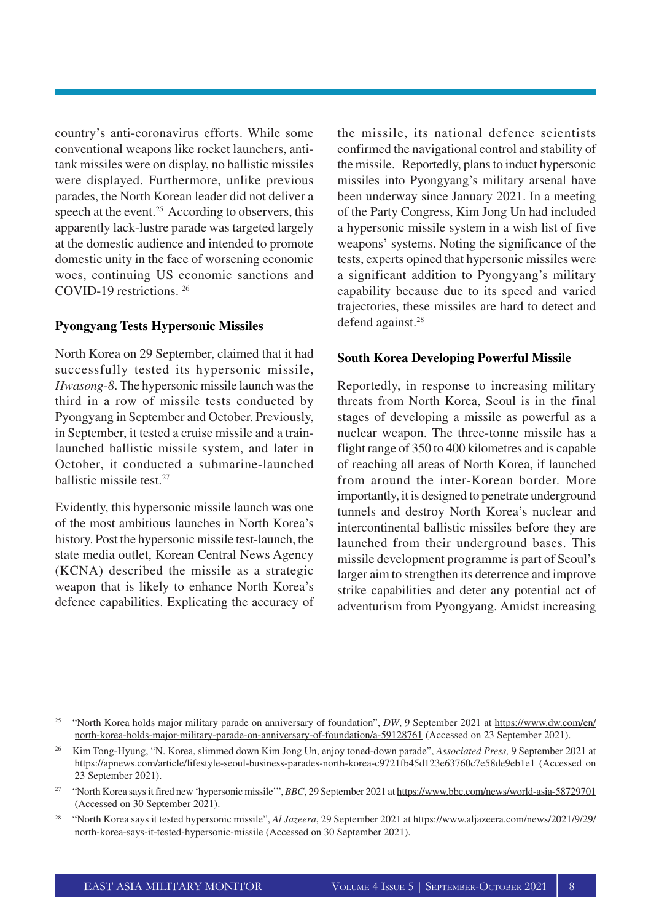country's anti-coronavirus efforts. While some conventional weapons like rocket launchers, anti-tank missiles were on display, no ballistic missiles were displayed. Furthermore, unlike previous parades, the North Korean leader did not deliver a speech at the event.[25] According to observers, this apparently lack-lustre parade was targeted largely at the domestic audience and intended to promote domestic unity in the face of worsening economic woes, continuing US economic sanctions and COVID-19 restrictions.[26]

**Pyongyang Tests Hypersonic Missiles**

North Korea on 29 September, claimed that it had successfully tested its hypersonic missile, *Hwasong-8*. The hypersonic missile launch was the third in a row of missile tests conducted by Pyongyang in September and October. Previously, in September, it tested a cruise missile and a train-launched ballistic missile system, and later in October, it conducted a submarine-launched ballistic missile test.[27]

Evidently, this hypersonic missile launch was one of the most ambitious launches in North Korea's history. Post the hypersonic missile test-launch, the state media outlet, Korean Central News Agency (KCNA) described the missile as a strategic weapon that is likely to enhance North Korea's defence capabilities. Explicating the accuracy of the missile, its national defence scientists confirmed the navigational control and stability of the missile. Reportedly, plans to induct hypersonic missiles into Pyongyang's military arsenal have been underway since January 2021. In a meeting of the Party Congress, Kim Jong Un had included a hypersonic missile system in a wish list of five weapons' systems. Noting the significance of the tests, experts opined that hypersonic missiles were a significant addition to Pyongyang's military capability because due to its speed and varied trajectories, these missiles are hard to detect and defend against.[28]

**South Korea Developing Powerful Missile**

Reportedly, in response to increasing military threats from North Korea, Seoul is in the final stages of developing a missile as powerful as a nuclear weapon. The three-tonne missile has a flight range of 350 to 400 kilometres and is capable of reaching all areas of North Korea, if launched from around the inter-Korean border. More importantly, it is designed to penetrate underground tunnels and destroy North Korea's nuclear and intercontinental ballistic missiles before they are launched from their underground bases. This missile development programme is part of Seoul's larger aim to strengthen its deterrence and improve strike capabilities and deter any potential act of adventurism from Pyongyang. Amidst increasing

---

[25] "North Korea holds major military parade on anniversary of foundation", *DW*, 9 September 2021 at https://www.dw.com/en/north-korea-holds-major-military-parade-on-anniversary-of-foundation/a-59128761 (Accessed on 23 September 2021).

[26] Kim Tong-Hyung, "N. Korea, slimmed down Kim Jong Un, enjoy toned-down parade", *Associated Press,* 9 September 2021 at https://apnews.com/article/lifestyle-seoul-business-parades-north-korea-c9721fb45d123e63760c7e58de9eb1e1 (Accessed on 23 September 2021).

[27] "North Korea says it fired new 'hypersonic missile'", *BBC*, 29 September 2021 at https://www.bbc.com/news/world-asia-58729701 (Accessed on 30 September 2021).

[28] "North Korea says it tested hypersonic missile", *Al Jazeera*, 29 September 2021 at https://www.aljazeera.com/news/2021/9/29/north-korea-says-it-tested-hypersonic-missile (Accessed on 30 September 2021).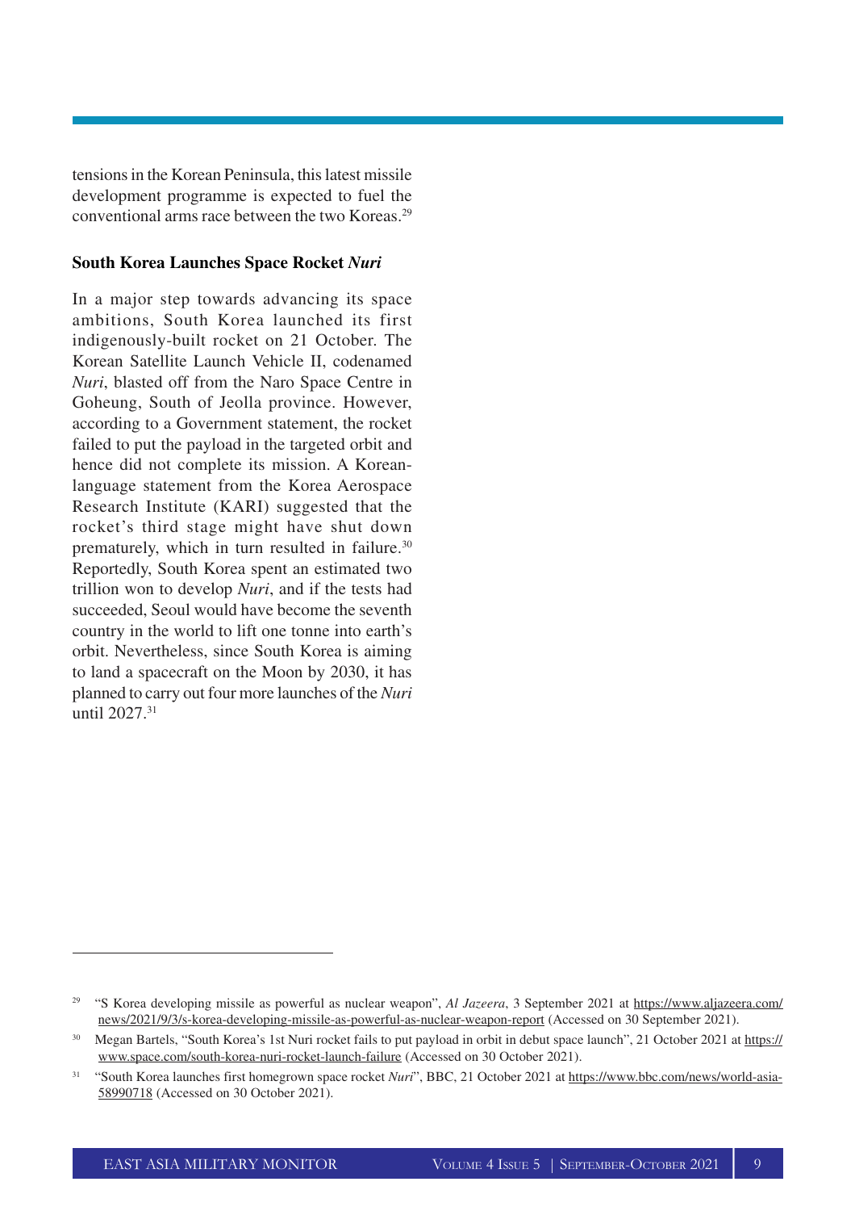tensions in the Korean Peninsula, this latest missile development programme is expected to fuel the conventional arms race between the two Koreas.[29]

### South Korea Launches Space Rocket *Nuri*

In a major step towards advancing its space ambitions, South Korea launched its first indigenously-built rocket on 21 October. The Korean Satellite Launch Vehicle II, codenamed *Nuri*, blasted off from the Naro Space Centre in Goheung, South of Jeolla province. However, according to a Government statement, the rocket failed to put the payload in the targeted orbit and hence did not complete its mission. A Korean-language statement from the Korea Aerospace Research Institute (KARI) suggested that the rocket's third stage might have shut down prematurely, which in turn resulted in failure.[30] Reportedly, South Korea spent an estimated two trillion won to develop *Nuri*, and if the tests had succeeded, Seoul would have become the seventh country in the world to lift one tonne into earth's orbit. Nevertheless, since South Korea is aiming to land a spacecraft on the Moon by 2030, it has planned to carry out four more launches of the *Nuri* until 2027.[31]

---

[29] "S Korea developing missile as powerful as nuclear weapon", *Al Jazeera*, 3 September 2021 at https://www.aljazeera.com/news/2021/9/3/s-korea-developing-missile-as-powerful-as-nuclear-weapon-report (Accessed on 30 September 2021).

[30] Megan Bartels, "South Korea's 1st Nuri rocket fails to put payload in orbit in debut space launch", 21 October 2021 at https://www.space.com/south-korea-nuri-rocket-launch-failure (Accessed on 30 October 2021).

[31] "South Korea launches first homegrown space rocket *Nuri*", BBC, 21 October 2021 at https://www.bbc.com/news/world-asia-58990718 (Accessed on 30 October 2021).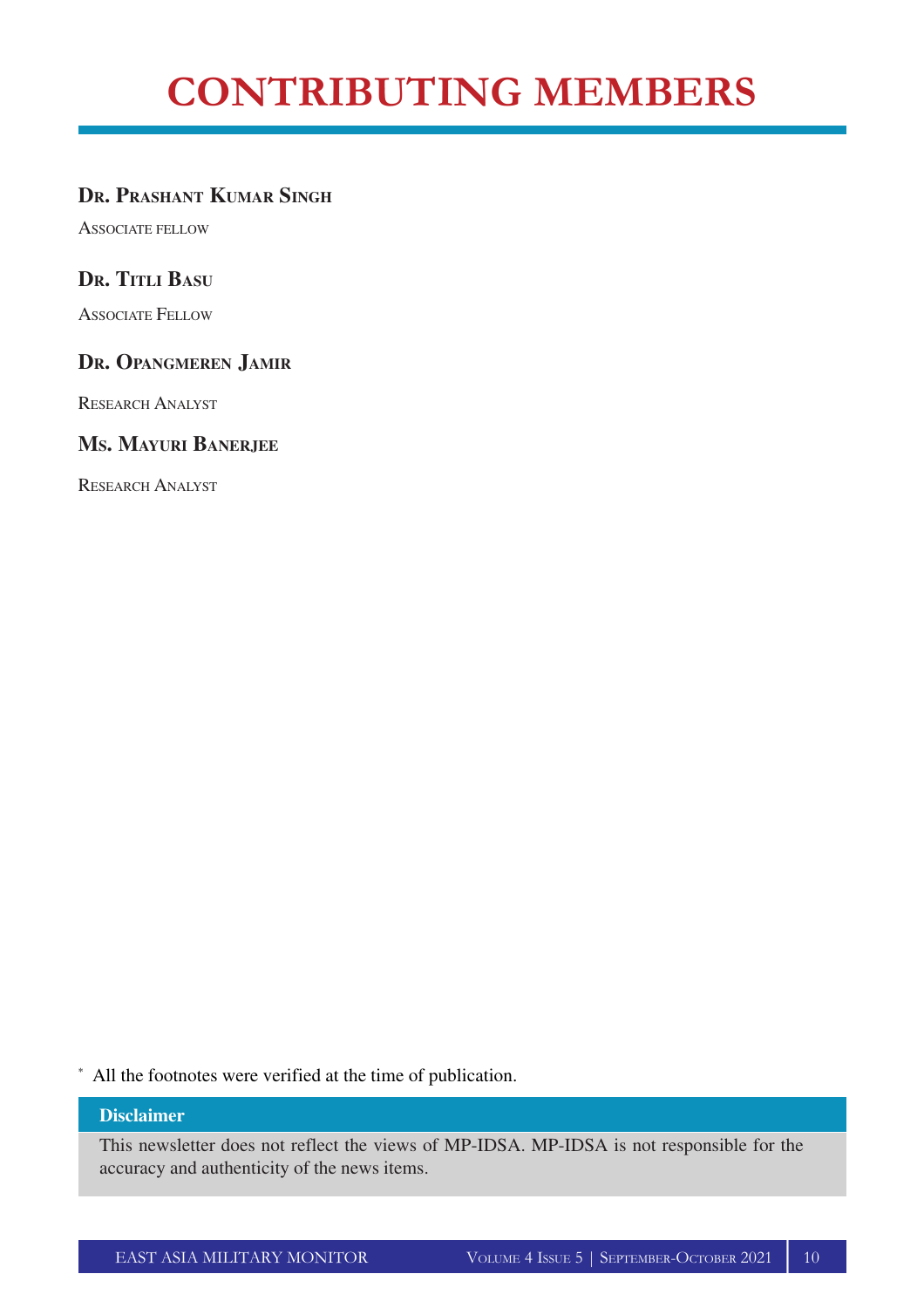# CONTRIBUTING MEMBERS

**Dr. Prashant Kumar Singh**

Associate fellow

**Dr. Titli Basu**

Associate Fellow

**Dr. Opangmeren Jamir**

Research Analyst

**Ms. Mayuri Banerjee**

Research Analyst

* All the footnotes were verified at the time of publication.

**Disclaimer**

This newsletter does not reflect the views of MP-IDSA. MP-IDSA is not responsible for the accuracy and authenticity of the news items.